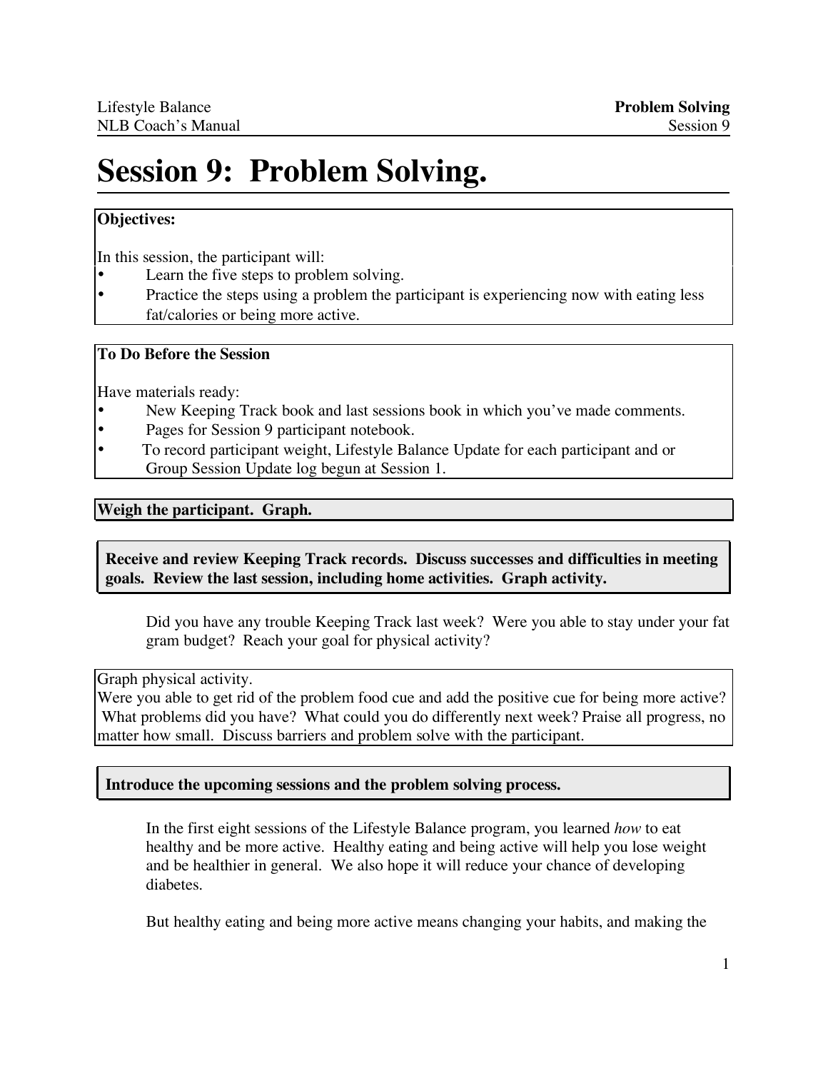# Session 9: Problem Solving.

**Objectives:**

In this session, the participant will:

- Learn the five steps to problem solving.
- Practice the steps using a problem the participant is experiencing now with eating less fat/calories or being more active.

**To Do Before the Session**

Have materials ready:

- New Keeping Track book and last sessions book in which you've made comments.
- Pages for Session 9 participant notebook.
- To record participant weight, Lifestyle Balance Update for each participant and or Group Session Update log begun at Session 1.

**Weigh the participant. Graph.**

**Receive and review Keeping Track records. Discuss successes and difficulties in meeting goals. Review the last session, including home activities. Graph activity.**

Did you have any trouble Keeping Track last week? Were you able to stay under your fat gram budget? Reach your goal for physical activity?

Graph physical activity.
Were you able to get rid of the problem food cue and add the positive cue for being more active? What problems did you have? What could you do differently next week? Praise all progress, no matter how small. Discuss barriers and problem solve with the participant.

**Introduce the upcoming sessions and the problem solving process.**

In the first eight sessions of the Lifestyle Balance program, you learned *how* to eat healthy and be more active. Healthy eating and being active will help you lose weight and be healthier in general. We also hope it will reduce your chance of developing diabetes.

But healthy eating and being more active means changing your habits, and making the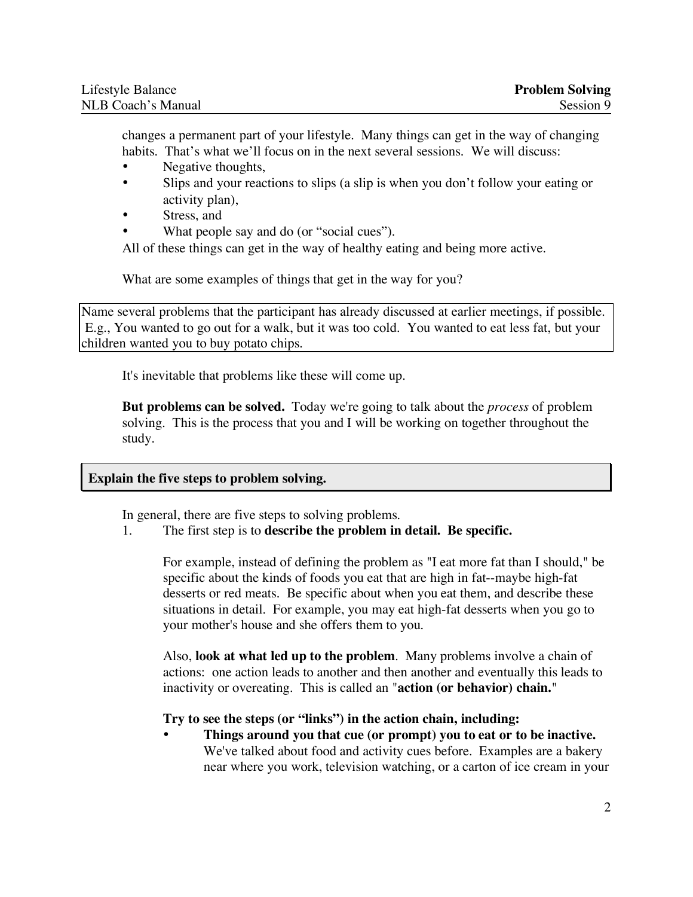changes a permanent part of your lifestyle. Many things can get in the way of changing habits. That's what we'll focus on in the next several sessions. We will discuss:

- Negative thoughts,
- Slips and your reactions to slips (a slip is when you don't follow your eating or activity plan),
- Stress, and
- What people say and do (or "social cues").

All of these things can get in the way of healthy eating and being more active.

What are some examples of things that get in the way for you?

> Name several problems that the participant has already discussed at earlier meetings, if possible. E.g., You wanted to go out for a walk, but it was too cold. You wanted to eat less fat, but your children wanted you to buy potato chips.

It's inevitable that problems like these will come up.

**But problems can be solved.** Today we're going to talk about the *process* of problem solving. This is the process that you and I will be working on together throughout the study.

**Explain the five steps to problem solving.**

In general, there are five steps to solving problems.

1. The first step is to **describe the problem in detail. Be specific.**

   For example, instead of defining the problem as "I eat more fat than I should," be specific about the kinds of foods you eat that are high in fat--maybe high-fat desserts or red meats. Be specific about when you eat them, and describe these situations in detail. For example, you may eat high-fat desserts when you go to your mother's house and she offers them to you.

   Also, **look at what led up to the problem**. Many problems involve a chain of actions: one action leads to another and then another and eventually this leads to inactivity or overeating. This is called an "**action (or behavior) chain.**"

   **Try to see the steps (or "links") in the action chain, including:**

   - **Things around you that cue (or prompt) you to eat or to be inactive.** We've talked about food and activity cues before. Examples are a bakery near where you work, television watching, or a carton of ice cream in your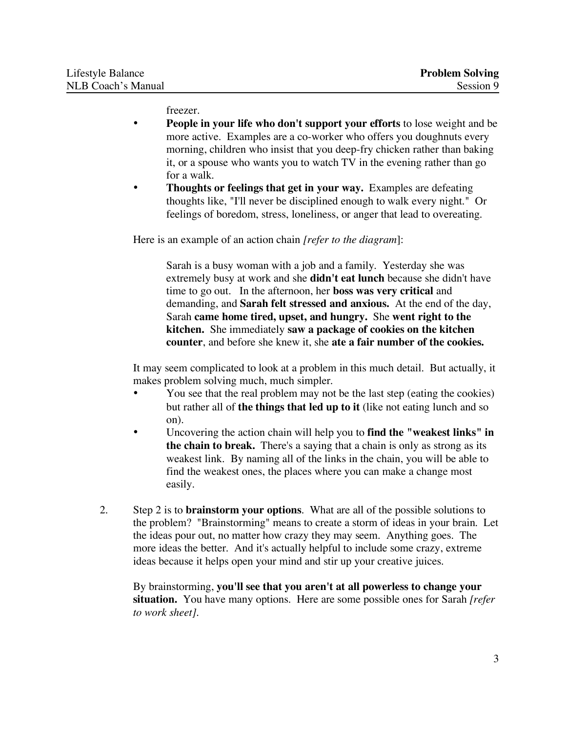freezer.

- **People in your life who don't support your efforts** to lose weight and be more active. Examples are a co-worker who offers you doughnuts every morning, children who insist that you deep-fry chicken rather than baking it, or a spouse who wants you to watch TV in the evening rather than go for a walk.
- **Thoughts or feelings that get in your way.** Examples are defeating thoughts like, "I'll never be disciplined enough to walk every night." Or feelings of boredom, stress, loneliness, or anger that lead to overeating.

Here is an example of an action chain *[refer to the diagram]*:

> Sarah is a busy woman with a job and a family. Yesterday she was extremely busy at work and she **didn't eat lunch** because she didn't have time to go out. In the afternoon, her **boss was very critical** and demanding, and **Sarah felt stressed and anxious.** At the end of the day, Sarah **came home tired, upset, and hungry.** She **went right to the kitchen.** She immediately **saw a package of cookies on the kitchen counter**, and before she knew it, she **ate a fair number of the cookies.**

It may seem complicated to look at a problem in this much detail. But actually, it makes problem solving much, much simpler.

- You see that the real problem may not be the last step (eating the cookies) but rather all of **the things that led up to it** (like not eating lunch and so on).
- Uncovering the action chain will help you to **find the "weakest links" in the chain to break.** There's a saying that a chain is only as strong as its weakest link. By naming all of the links in the chain, you will be able to find the weakest ones, the places where you can make a change most easily.

2. Step 2 is to **brainstorm your options**. What are all of the possible solutions to the problem? "Brainstorming" means to create a storm of ideas in your brain. Let the ideas pour out, no matter how crazy they may seem. Anything goes. The more ideas the better. And it's actually helpful to include some crazy, extreme ideas because it helps open your mind and stir up your creative juices.

   By brainstorming, **you'll see that you aren't at all powerless to change your situation.** You have many options. Here are some possible ones for Sarah *[refer to work sheet]*.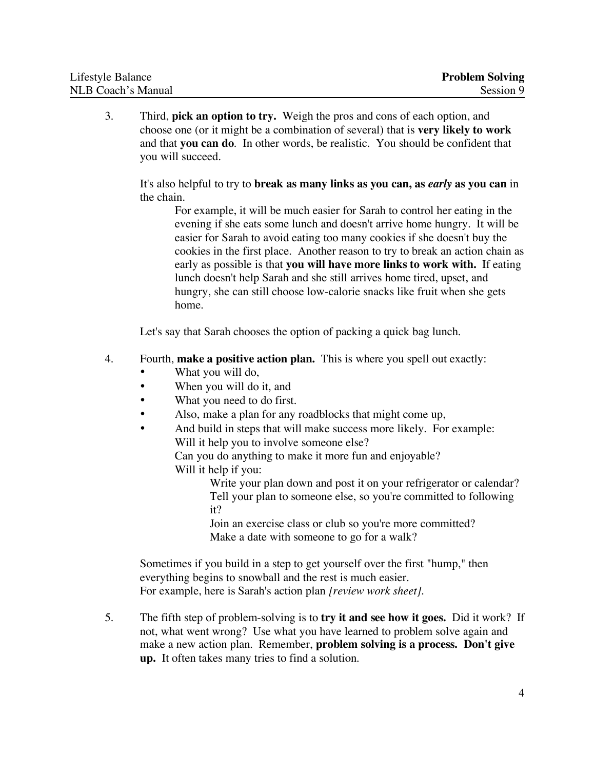3. Third, **pick an option to try.** Weigh the pros and cons of each option, and choose one (or it might be a combination of several) that is **very likely to work** and that **you can do**. In other words, be realistic. You should be confident that you will succeed.

   It's also helpful to try to **break as many links as you can, as *early* as you can** in the chain.

   > For example, it will be much easier for Sarah to control her eating in the evening if she eats some lunch and doesn't arrive home hungry. It will be easier for Sarah to avoid eating too many cookies if she doesn't buy the cookies in the first place. Another reason to try to break an action chain as early as possible is that **you will have more links to work with.** If eating lunch doesn't help Sarah and she still arrives home tired, upset, and hungry, she can still choose low-calorie snacks like fruit when she gets home.

   Let's say that Sarah chooses the option of packing a quick bag lunch.

4. Fourth, **make a positive action plan.** This is where you spell out exactly:
   - What you will do,
   - When you will do it, and
   - What you need to do first.
   - Also, make a plan for any roadblocks that might come up,
   - And build in steps that will make success more likely. For example:
     Will it help you to involve someone else?
     Can you do anything to make it more fun and enjoyable?
     Will it help if you:
     - Write your plan down and post it on your refrigerator or calendar?
     - Tell your plan to someone else, so you're committed to following it?
     - Join an exercise class or club so you're more committed?
     - Make a date with someone to go for a walk?

   Sometimes if you build in a step to get yourself over the first "hump," then everything begins to snowball and the rest is much easier.
   For example, here is Sarah's action plan *[review work sheet].*

5. The fifth step of problem-solving is to **try it and see how it goes.** Did it work? If not, what went wrong? Use what you have learned to problem solve again and make a new action plan. Remember, **problem solving is a process. Don't give up.** It often takes many tries to find a solution.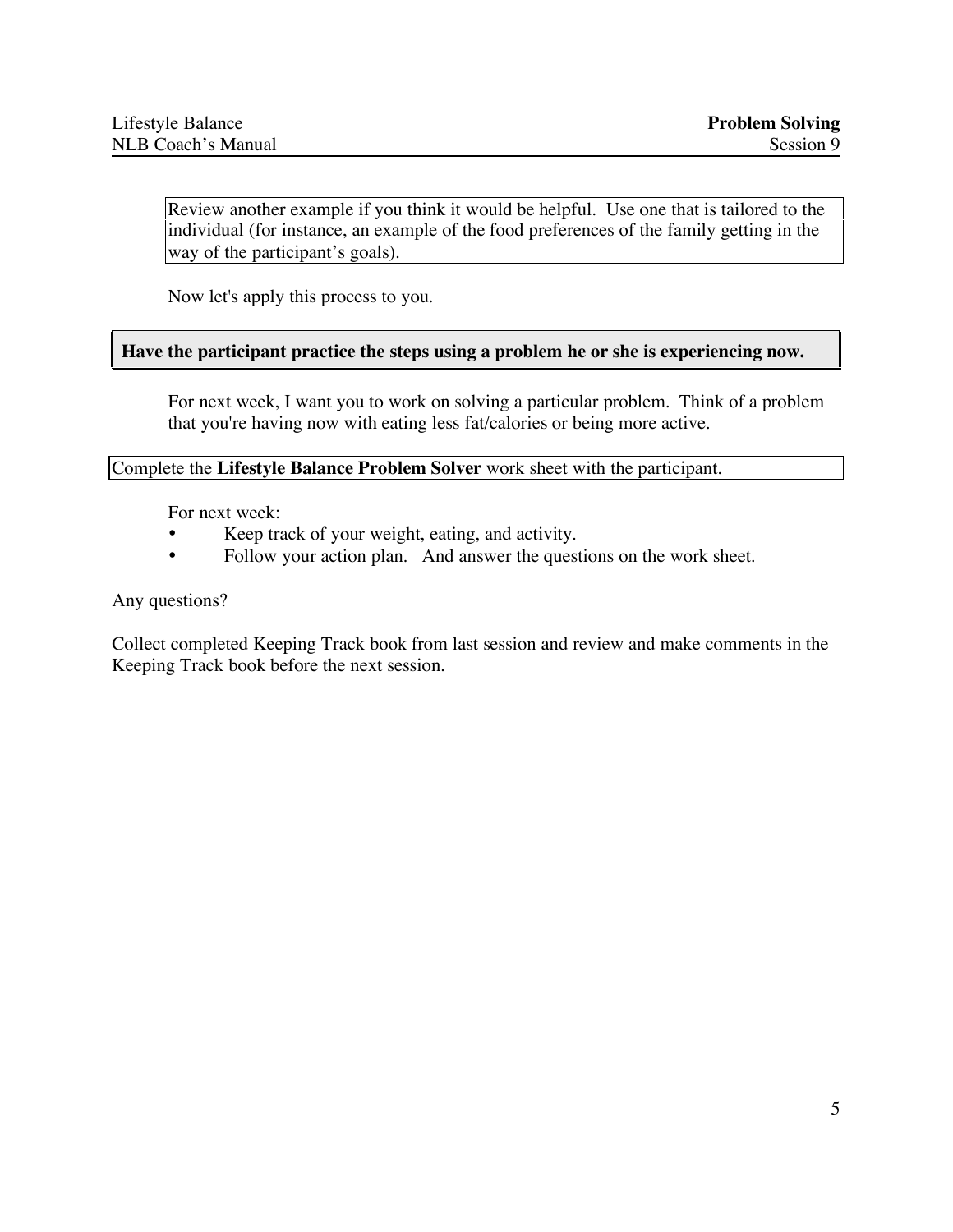Review another example if you think it would be helpful. Use one that is tailored to the individual (for instance, an example of the food preferences of the family getting in the way of the participant's goals).

Now let's apply this process to you.

**Have the participant practice the steps using a problem he or she is experiencing now.**

For next week, I want you to work on solving a particular problem. Think of a problem that you're having now with eating less fat/calories or being more active.

Complete the **Lifestyle Balance Problem Solver** work sheet with the participant.

For next week:

- Keep track of your weight, eating, and activity.
- Follow your action plan. And answer the questions on the work sheet.

Any questions?

Collect completed Keeping Track book from last session and review and make comments in the Keeping Track book before the next session.